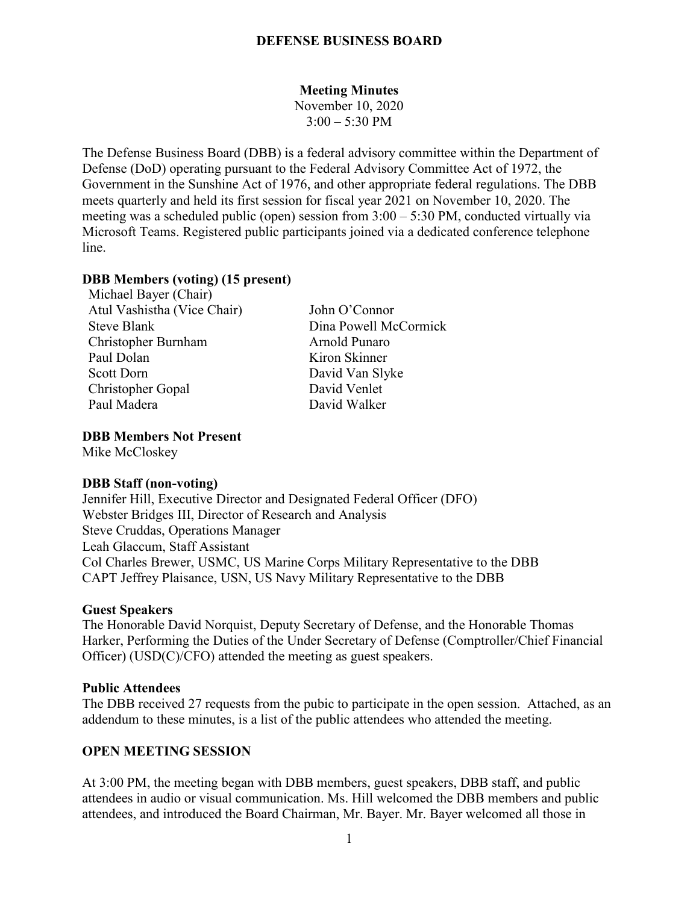# DEFENSE BUSINESS BOARD

## Meeting Minutes

November 10, 2020
3:00 – 5:30 PM

The Defense Business Board (DBB) is a federal advisory committee within the Department of Defense (DoD) operating pursuant to the Federal Advisory Committee Act of 1972, the Government in the Sunshine Act of 1976, and other appropriate federal regulations. The DBB meets quarterly and held its first session for fiscal year 2021 on November 10, 2020. The meeting was a scheduled public (open) session from 3:00 – 5:30 PM, conducted virtually via Microsoft Teams. Registered public participants joined via a dedicated conference telephone line.

**DBB Members (voting) (15 present)**

Michael Bayer (Chair)
Atul Vashistha (Vice Chair)
Steve Blank
Christopher Burnham
Paul Dolan
Scott Dorn
Christopher Gopal
Paul Madera
John O'Connor
Dina Powell McCormick
Arnold Punaro
Kiron Skinner
David Van Slyke
David Venlet
David Walker

**DBB Members Not Present**

Mike McCloskey

**DBB Staff (non-voting)**

Jennifer Hill, Executive Director and Designated Federal Officer (DFO)
Webster Bridges III, Director of Research and Analysis
Steve Cruddas, Operations Manager
Leah Glaccum, Staff Assistant
Col Charles Brewer, USMC, US Marine Corps Military Representative to the DBB
CAPT Jeffrey Plaisance, USN, US Navy Military Representative to the DBB

**Guest Speakers**

The Honorable David Norquist, Deputy Secretary of Defense, and the Honorable Thomas Harker, Performing the Duties of the Under Secretary of Defense (Comptroller/Chief Financial Officer) (USD(C)/CFO) attended the meeting as guest speakers.

**Public Attendees**

The DBB received 27 requests from the pubic to participate in the open session. Attached, as an addendum to these minutes, is a list of the public attendees who attended the meeting.

**OPEN MEETING SESSION**

At 3:00 PM, the meeting began with DBB members, guest speakers, DBB staff, and public attendees in audio or visual communication. Ms. Hill welcomed the DBB members and public attendees, and introduced the Board Chairman, Mr. Bayer. Mr. Bayer welcomed all those in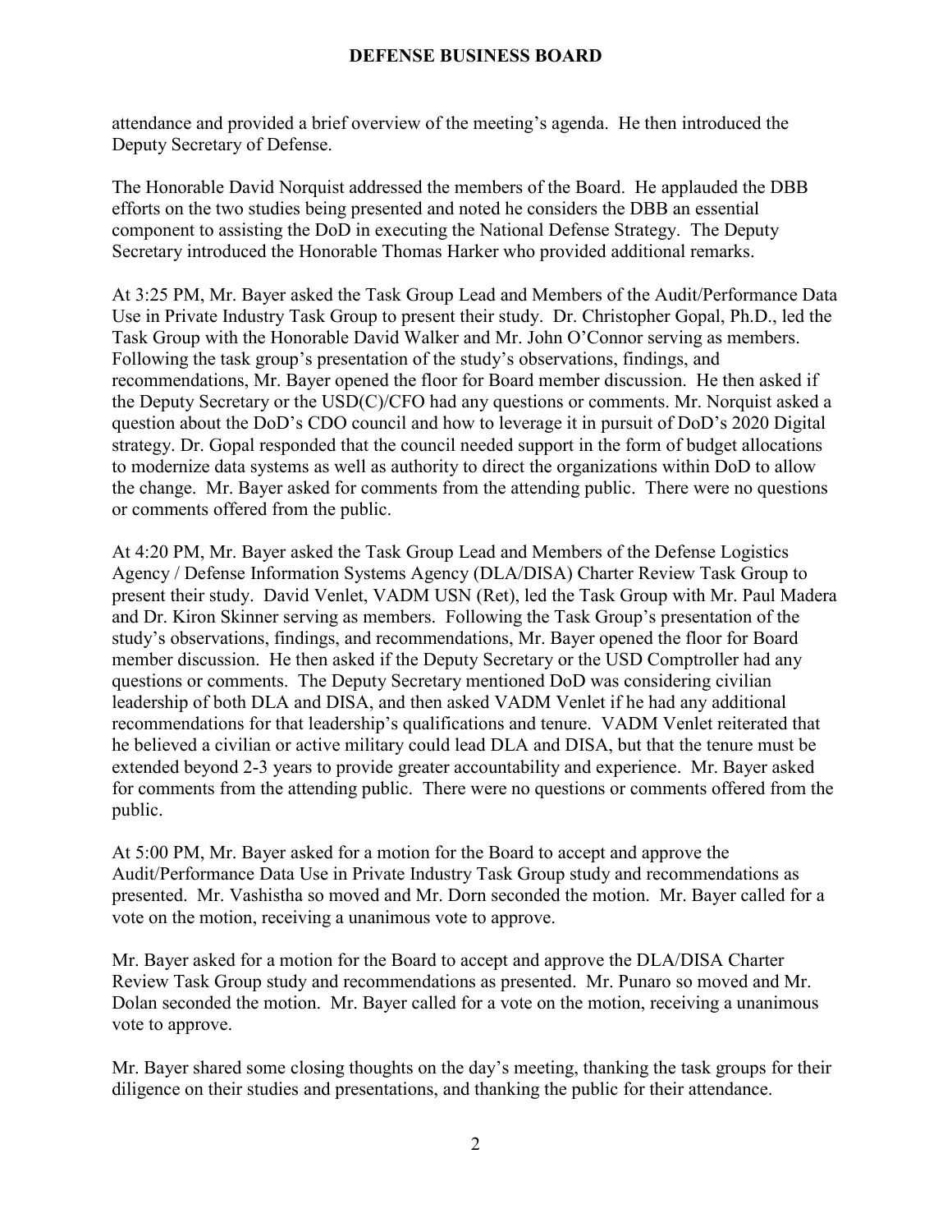attendance and provided a brief overview of the meeting's agenda. He then introduced the Deputy Secretary of Defense.

The Honorable David Norquist addressed the members of the Board. He applauded the DBB efforts on the two studies being presented and noted he considers the DBB an essential component to assisting the DoD in executing the National Defense Strategy. The Deputy Secretary introduced the Honorable Thomas Harker who provided additional remarks.

At 3:25 PM, Mr. Bayer asked the Task Group Lead and Members of the Audit/Performance Data Use in Private Industry Task Group to present their study. Dr. Christopher Gopal, Ph.D., led the Task Group with the Honorable David Walker and Mr. John O'Connor serving as members. Following the task group's presentation of the study's observations, findings, and recommendations, Mr. Bayer opened the floor for Board member discussion. He then asked if the Deputy Secretary or the USD(C)/CFO had any questions or comments. Mr. Norquist asked a question about the DoD's CDO council and how to leverage it in pursuit of DoD's 2020 Digital strategy. Dr. Gopal responded that the council needed support in the form of budget allocations to modernize data systems as well as authority to direct the organizations within DoD to allow the change. Mr. Bayer asked for comments from the attending public. There were no questions or comments offered from the public.

At 4:20 PM, Mr. Bayer asked the Task Group Lead and Members of the Defense Logistics Agency / Defense Information Systems Agency (DLA/DISA) Charter Review Task Group to present their study. David Venlet, VADM USN (Ret), led the Task Group with Mr. Paul Madera and Dr. Kiron Skinner serving as members. Following the Task Group's presentation of the study's observations, findings, and recommendations, Mr. Bayer opened the floor for Board member discussion. He then asked if the Deputy Secretary or the USD Comptroller had any questions or comments. The Deputy Secretary mentioned DoD was considering civilian leadership of both DLA and DISA, and then asked VADM Venlet if he had any additional recommendations for that leadership's qualifications and tenure. VADM Venlet reiterated that he believed a civilian or active military could lead DLA and DISA, but that the tenure must be extended beyond 2-3 years to provide greater accountability and experience. Mr. Bayer asked for comments from the attending public. There were no questions or comments offered from the public.

At 5:00 PM, Mr. Bayer asked for a motion for the Board to accept and approve the Audit/Performance Data Use in Private Industry Task Group study and recommendations as presented. Mr. Vashistha so moved and Mr. Dorn seconded the motion. Mr. Bayer called for a vote on the motion, receiving a unanimous vote to approve.

Mr. Bayer asked for a motion for the Board to accept and approve the DLA/DISA Charter Review Task Group study and recommendations as presented. Mr. Punaro so moved and Mr. Dolan seconded the motion. Mr. Bayer called for a vote on the motion, receiving a unanimous vote to approve.

Mr. Bayer shared some closing thoughts on the day's meeting, thanking the task groups for their diligence on their studies and presentations, and thanking the public for their attendance.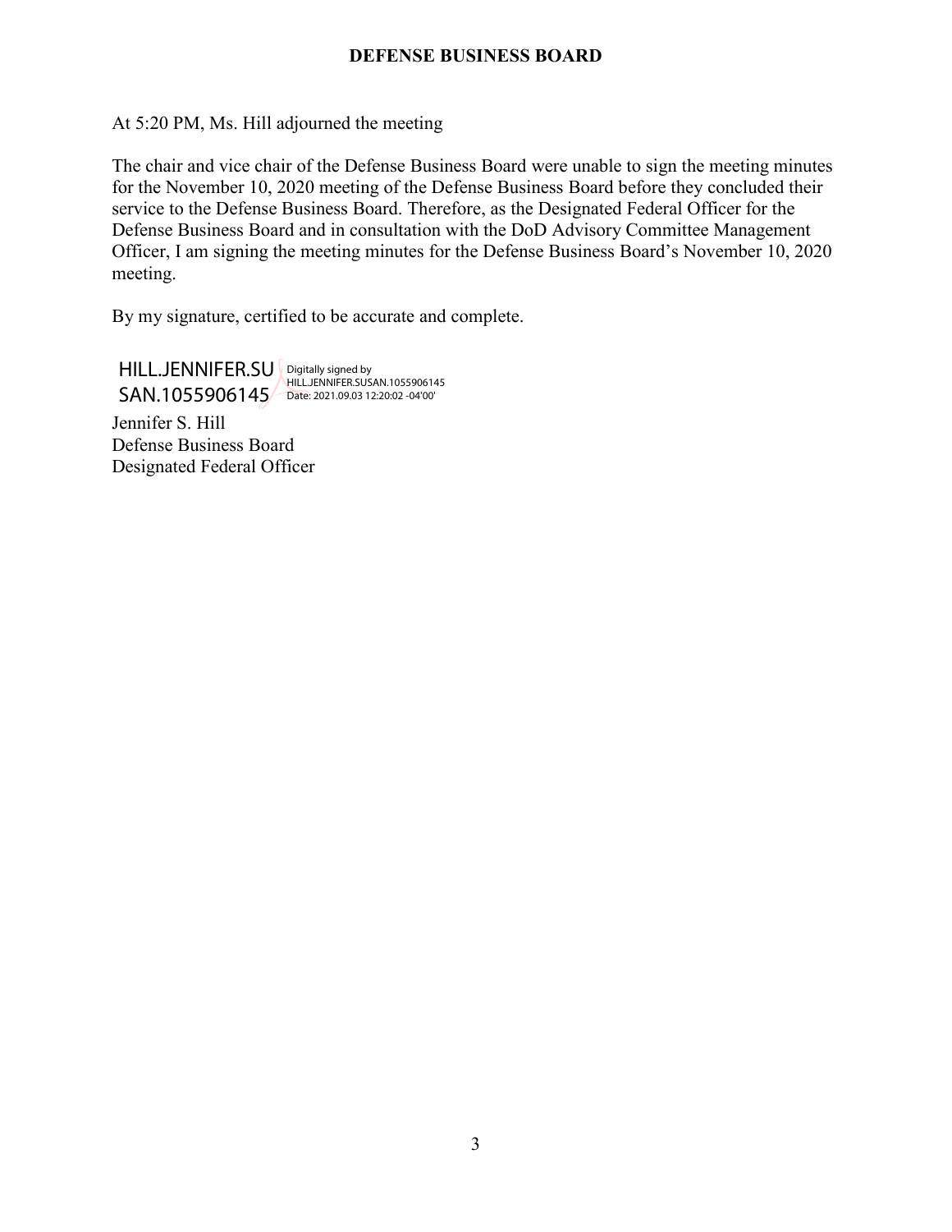At 5:20 PM, Ms. Hill adjourned the meeting

The chair and vice chair of the Defense Business Board were unable to sign the meeting minutes for the November 10, 2020 meeting of the Defense Business Board before they concluded their service to the Defense Business Board. Therefore, as the Designated Federal Officer for the Defense Business Board and in consultation with the DoD Advisory Committee Management Officer, I am signing the meeting minutes for the Defense Business Board's November 10, 2020 meeting.

By my signature, certified to be accurate and complete.

HILL.JENNIFER.SUSAN.1055906145 Digitally signed by HILL.JENNIFER.SUSAN.1055906145 Date: 2021.09.03 12:20:02 -04'00'

Jennifer S. Hill
Defense Business Board
Designated Federal Officer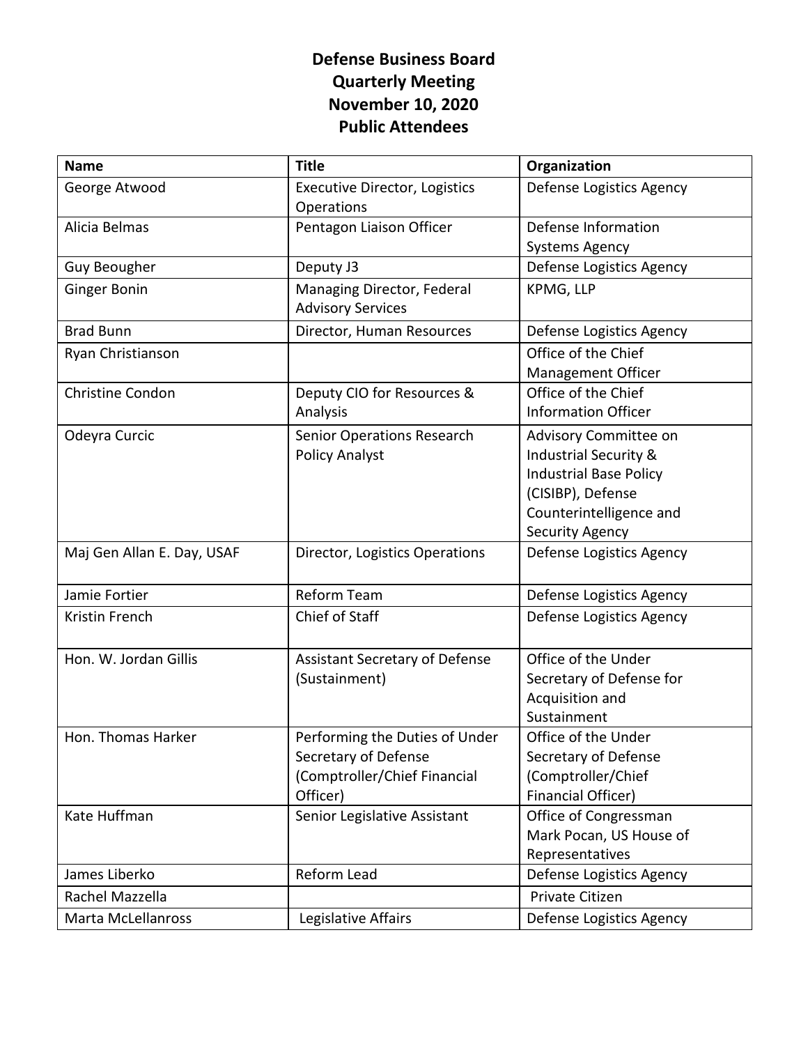**Defense Business Board**
**Quarterly Meeting**
**November 10, 2020**
**Public Attendees**

| Name | Title | Organization |
|---|---|---|
| George Atwood | Executive Director, Logistics Operations | Defense Logistics Agency |
| Alicia Belmas | Pentagon Liaison Officer | Defense Information Systems Agency |
| Guy Beougher | Deputy J3 | Defense Logistics Agency |
| Ginger Bonin | Managing Director, Federal Advisory Services | KPMG, LLP |
| Brad Bunn | Director, Human Resources | Defense Logistics Agency |
| Ryan Christianson | | Office of the Chief Management Officer |
| Christine Condon | Deputy CIO for Resources & Analysis | Office of the Chief Information Officer |
| Odeyra Curcic | Senior Operations Research Policy Analyst | Advisory Committee on Industrial Security & Industrial Base Policy (CISIBP), Defense Counterintelligence and Security Agency |
| Maj Gen Allan E. Day, USAF | Director, Logistics Operations | Defense Logistics Agency |
| Jamie Fortier | Reform Team | Defense Logistics Agency |
| Kristin French | Chief of Staff | Defense Logistics Agency |
| Hon. W. Jordan Gillis | Assistant Secretary of Defense (Sustainment) | Office of the Under Secretary of Defense for Acquisition and Sustainment |
| Hon. Thomas Harker | Performing the Duties of Under Secretary of Defense (Comptroller/Chief Financial Officer) | Office of the Under Secretary of Defense (Comptroller/Chief Financial Officer) |
| Kate Huffman | Senior Legislative Assistant | Office of Congressman Mark Pocan, US House of Representatives |
| James Liberko | Reform Lead | Defense Logistics Agency |
| Rachel Mazzella | | Private Citizen |
| Marta McLellanross | Legislative Affairs | Defense Logistics Agency |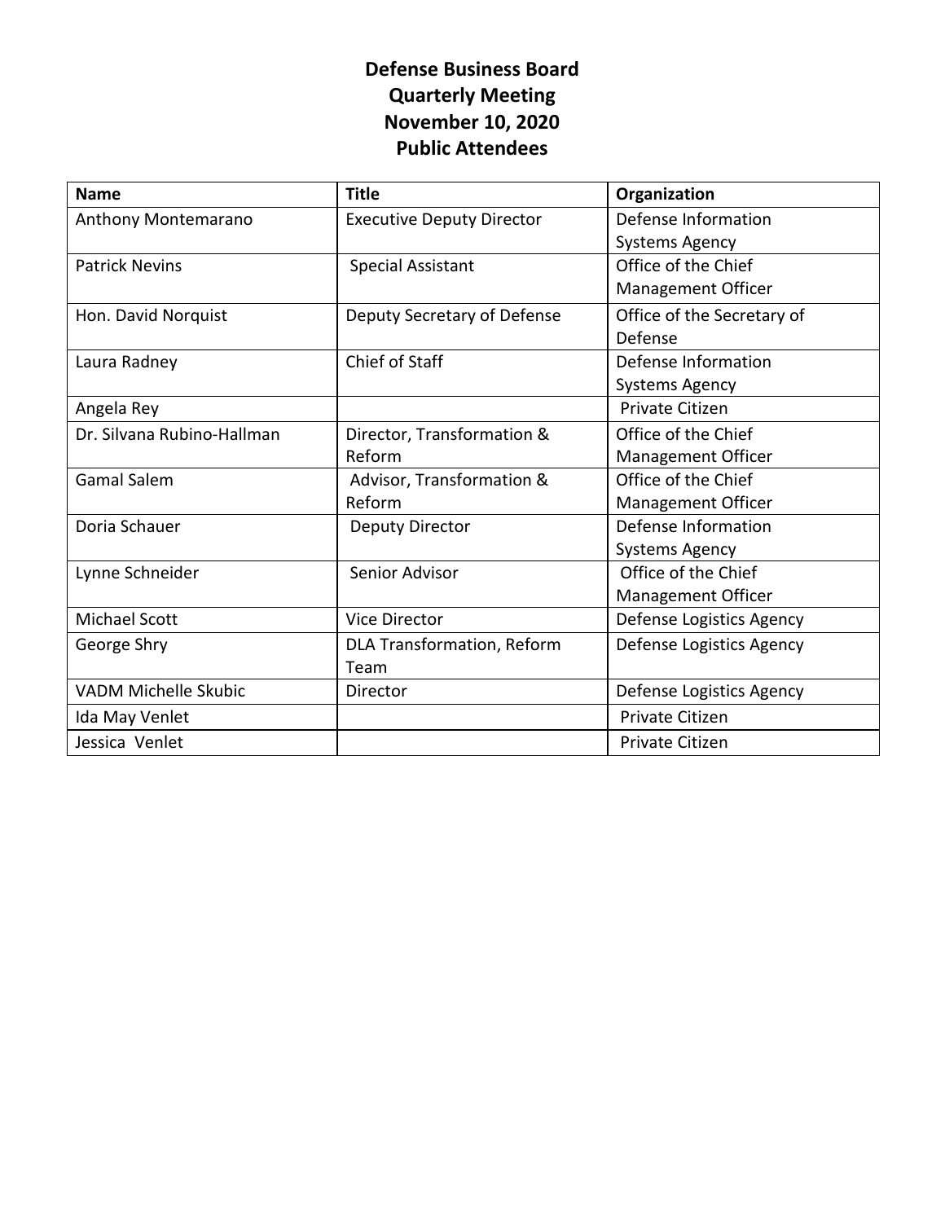**Defense Business Board**
**Quarterly Meeting**
**November 10, 2020**
**Public Attendees**

| Name | Title | Organization |
|---|---|---|
| Anthony Montemarano | Executive Deputy Director | Defense Information Systems Agency |
| Patrick Nevins | Special Assistant | Office of the Chief Management Officer |
| Hon. David Norquist | Deputy Secretary of Defense | Office of the Secretary of Defense |
| Laura Radney | Chief of Staff | Defense Information Systems Agency |
| Angela Rey | | Private Citizen |
| Dr. Silvana Rubino-Hallman | Director, Transformation & Reform | Office of the Chief Management Officer |
| Gamal Salem | Advisor, Transformation & Reform | Office of the Chief Management Officer |
| Doria Schauer | Deputy Director | Defense Information Systems Agency |
| Lynne Schneider | Senior Advisor | Office of the Chief Management Officer |
| Michael Scott | Vice Director | Defense Logistics Agency |
| George Shry | DLA Transformation, Reform Team | Defense Logistics Agency |
| VADM Michelle Skubic | Director | Defense Logistics Agency |
| Ida May Venlet | | Private Citizen |
| Jessica Venlet | | Private Citizen |